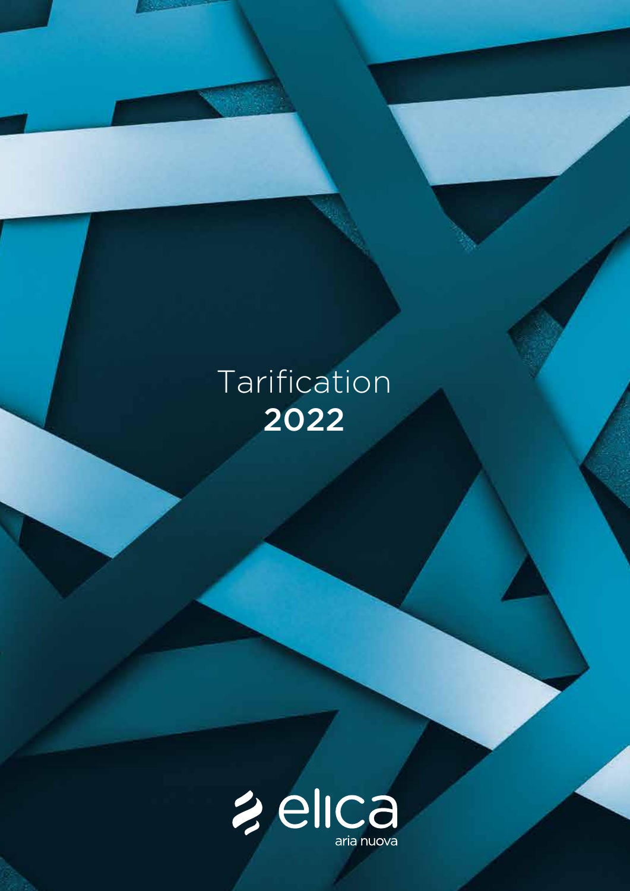# Tarification 2022

elica

aria nuova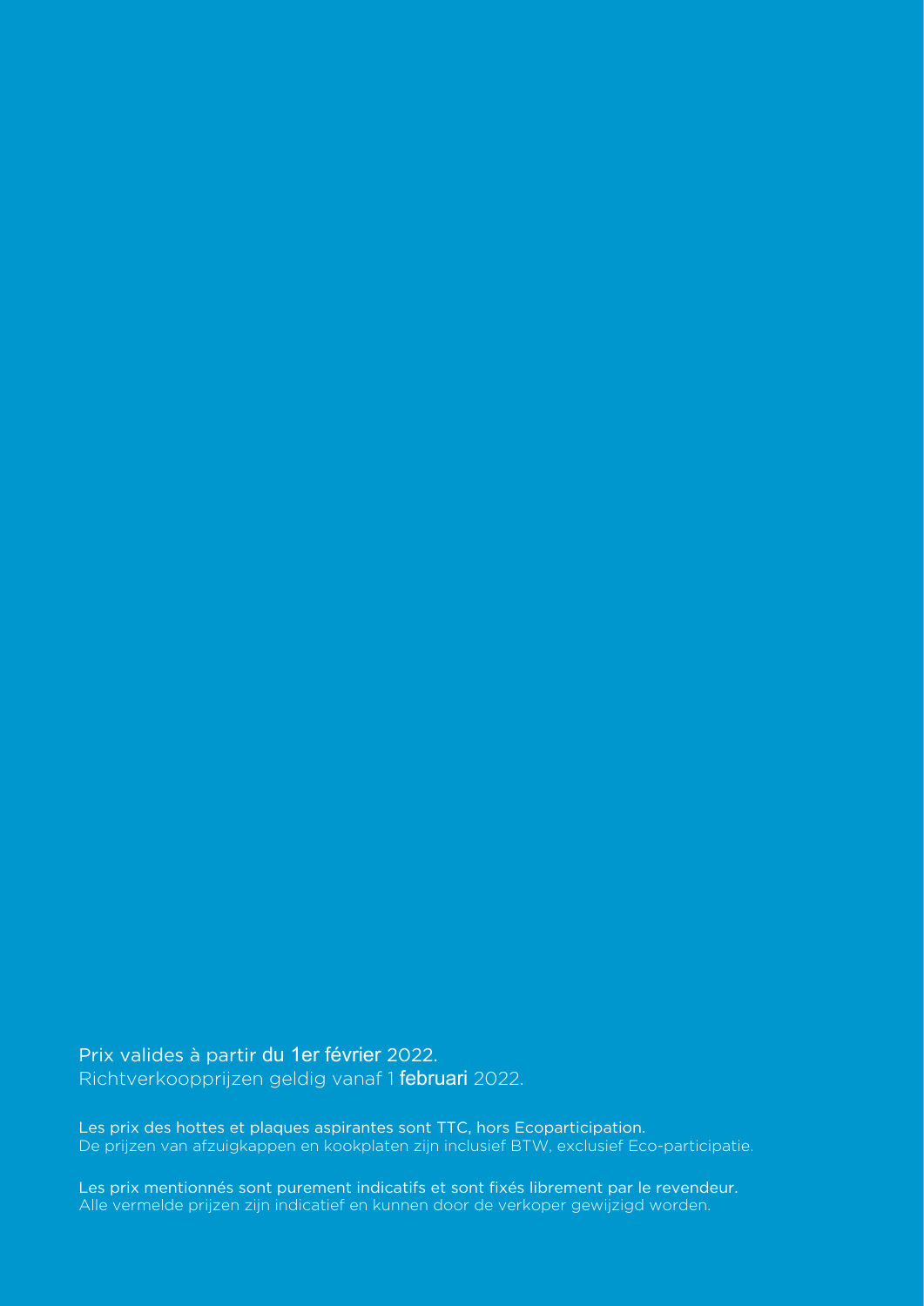Prix valides à partir du 1er février 2022.
Richtverkoopprijzen geldig vanaf 1 februari 2022.

Les prix des hottes et plaques aspirantes sont TTC, hors Ecoparticipation.
De prijzen van afzuigkappen en kookplaten zijn inclusief BTW, exclusief Eco-participatie.

Les prix mentionnés sont purement indicatifs et sont fixés librement par le revendeur.
Alle vermelde prijzen zijn indicatief en kunnen door de verkoper gewijzigd worden.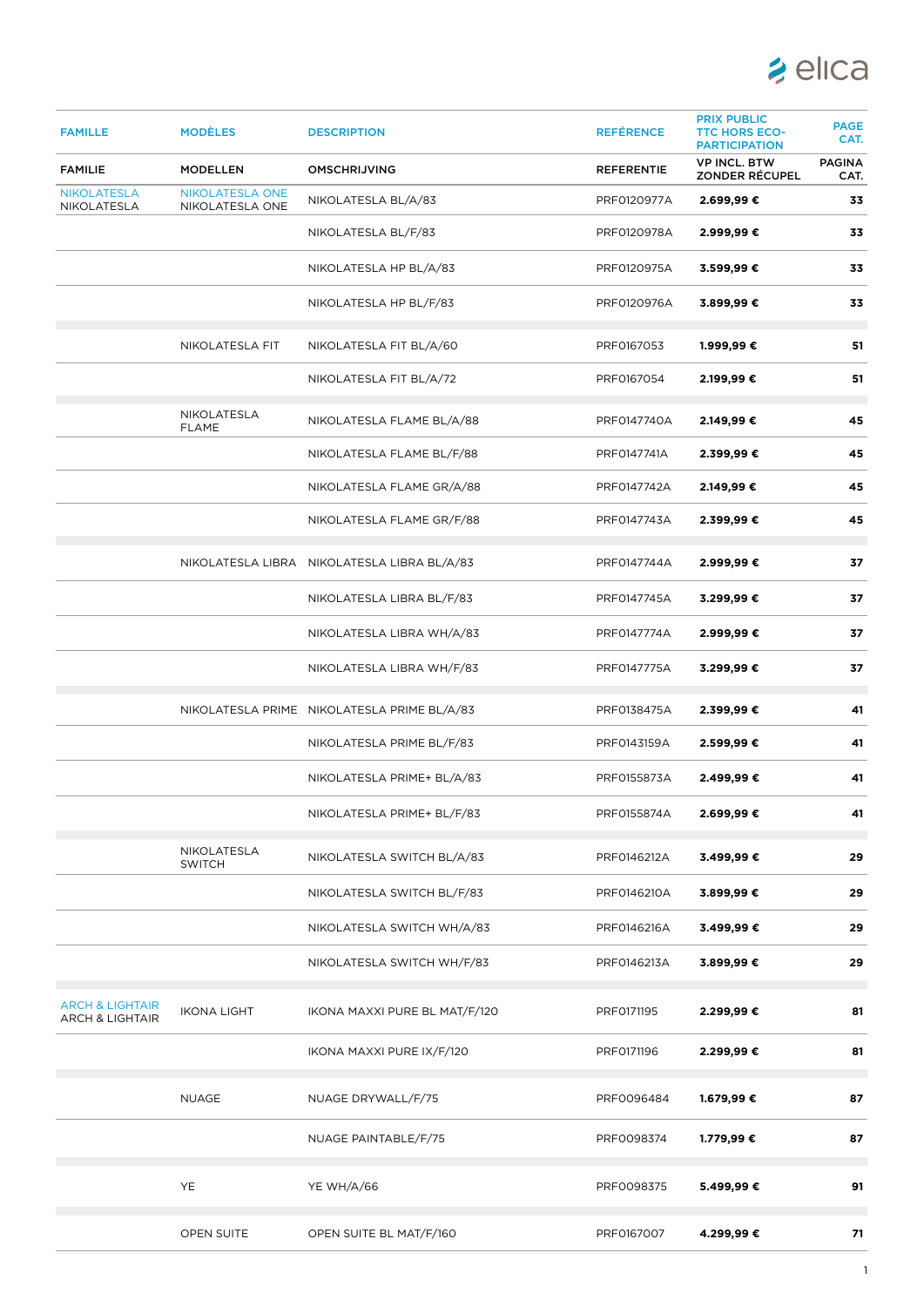| FAMILLE | MODÈLES | DESCRIPTION | REFÉRENCE | PRIX PUBLIC TTC HORS ECO-PARTICIPATION | PAGE CAT. |
|---|---|---|---|---|---|
| FAMILIE | MODELLEN | OMSCHRIJVING | REFERENTIE | VP INCL. BTW ZONDER RÉCUPEL | PAGINA CAT. |
| NIKOLATESLA NIKOLATESLA | NIKOLATESLA ONE NIKOLATESLA ONE | NIKOLATESLA BL/A/83 | PRF0120977A | **2.699,99 €** | **33** |
| | | NIKOLATESLA BL/F/83 | PRF0120978A | **2.999,99 €** | **33** |
| | | NIKOLATESLA HP BL/A/83 | PRF0120975A | **3.599,99 €** | **33** |
| | | NIKOLATESLA HP BL/F/83 | PRF0120976A | **3.899,99 €** | **33** |
| | NIKOLATESLA FIT | NIKOLATESLA FIT BL/A/60 | PRF0167053 | **1.999,99 €** | **51** |
| | | NIKOLATESLA FIT BL/A/72 | PRF0167054 | **2.199,99 €** | **51** |
| | NIKOLATESLA FLAME | NIKOLATESLA FLAME BL/A/88 | PRF0147740A | **2.149,99 €** | **45** |
| | | NIKOLATESLA FLAME BL/F/88 | PRF0147741A | **2.399,99 €** | **45** |
| | | NIKOLATESLA FLAME GR/A/88 | PRF0147742A | **2.149,99 €** | **45** |
| | | NIKOLATESLA FLAME GR/F/88 | PRF0147743A | **2.399,99 €** | **45** |
| | NIKOLATESLA LIBRA | NIKOLATESLA LIBRA BL/A/83 | PRF0147744A | **2.999,99 €** | **37** |
| | | NIKOLATESLA LIBRA BL/F/83 | PRF0147745A | **3.299,99 €** | **37** |
| | | NIKOLATESLA LIBRA WH/A/83 | PRF0147774A | **2.999,99 €** | **37** |
| | | NIKOLATESLA LIBRA WH/F/83 | PRF0147775A | **3.299,99 €** | **37** |
| | NIKOLATESLA PRIME | NIKOLATESLA PRIME BL/A/83 | PRF0138475A | **2.399,99 €** | **41** |
| | | NIKOLATESLA PRIME BL/F/83 | PRF0143159A | **2.599,99 €** | **41** |
| | | NIKOLATESLA PRIME+ BL/A/83 | PRF0155873A | **2.499,99 €** | **41** |
| | | NIKOLATESLA PRIME+ BL/F/83 | PRF0155874A | **2.699,99 €** | **41** |
| | NIKOLATESLA SWITCH | NIKOLATESLA SWITCH BL/A/83 | PRF0146212A | **3.499,99 €** | **29** |
| | | NIKOLATESLA SWITCH BL/F/83 | PRF0146210A | **3.899,99 €** | **29** |
| | | NIKOLATESLA SWITCH WH/A/83 | PRF0146216A | **3.499,99 €** | **29** |
| | | NIKOLATESLA SWITCH WH/F/83 | PRF0146213A | **3.899,99 €** | **29** |
| ARCH & LIGHTAIR ARCH & LIGHTAIR | IKONA LIGHT | IKONA MAXXI PURE BL MAT/F/120 | PRF0171195 | **2.299,99 €** | **81** |
| | | IKONA MAXXI PURE IX/F/120 | PRF0171196 | **2.299,99 €** | **81** |
| | NUAGE | NUAGE DRYWALL/F/75 | PRF0096484 | **1.679,99 €** | **87** |
| | | NUAGE PAINTABLE/F/75 | PRF0098374 | **1.779,99 €** | **87** |
| | YE | YE WH/A/66 | PRF0098375 | **5.499,99 €** | **91** |
| | OPEN SUITE | OPEN SUITE BL MAT/F/160 | PRF0167007 | **4.299,99 €** | **71** |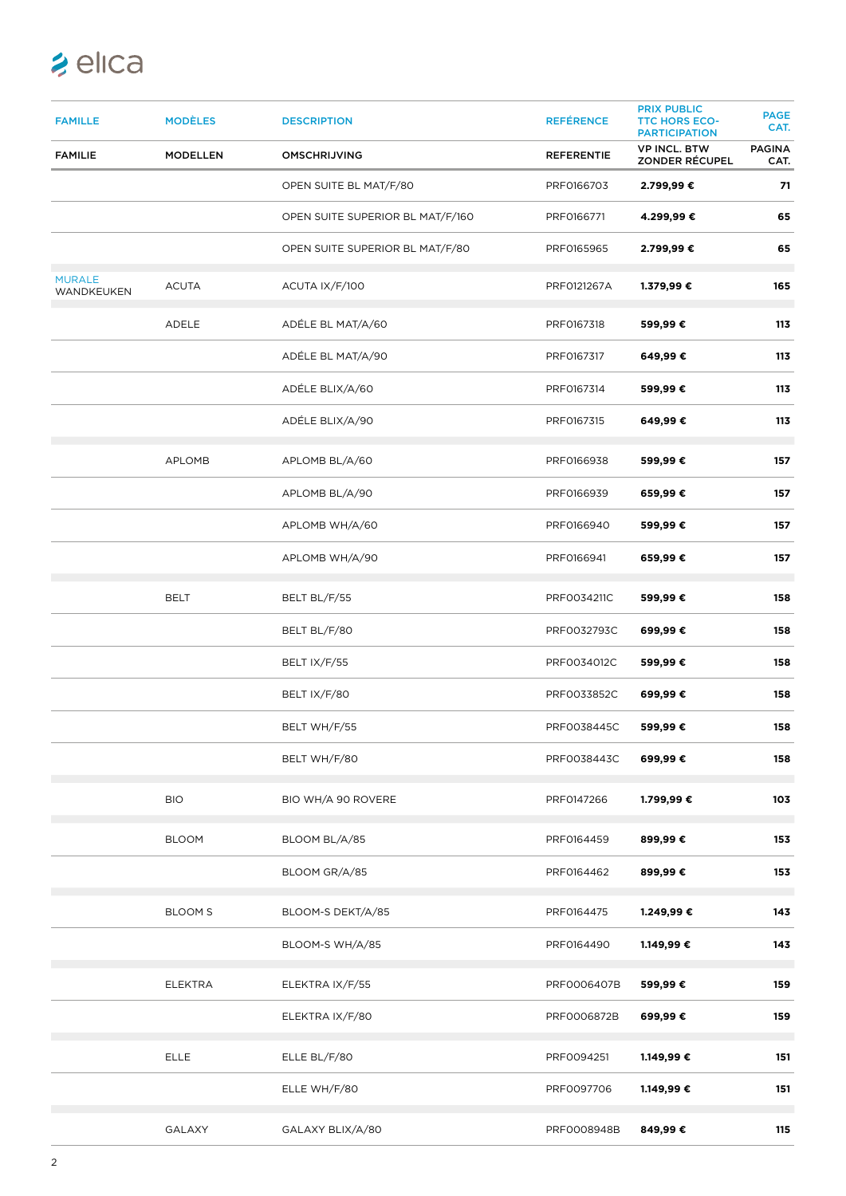| FAMILLE | MODÈLES | DESCRIPTION | REFÉRENCE | PRIX PUBLIC TTC HORS ECO-PARTICIPATION | PAGE CAT. |
|---|---|---|---|---|---|
| FAMILIE | MODELLEN | OMSCHRIJVING | REFERENTIE | VP INCL. BTW ZONDER RÉCUPEL | PAGINA CAT. |
| | | OPEN SUITE BL MAT/F/80 | PRF0166703 | **2.799,99 €** | **71** |
| | | OPEN SUITE SUPERIOR BL MAT/F/160 | PRF0166771 | **4.299,99 €** | **65** |
| | | OPEN SUITE SUPERIOR BL MAT/F/80 | PRF0165965 | **2.799,99 €** | **65** |
| MURALE WANDKEUKEN | ACUTA | ACUTA IX/F/100 | PRF0121267A | **1.379,99 €** | **165** |
| | ADELE | ADÉLE BL MAT/A/60 | PRF0167318 | **599,99 €** | **113** |
| | | ADÉLE BL MAT/A/90 | PRF0167317 | **649,99 €** | **113** |
| | | ADÉLE BLIX/A/60 | PRF0167314 | **599,99 €** | **113** |
| | | ADÉLE BLIX/A/90 | PRF0167315 | **649,99 €** | **113** |
| | APLOMB | APLOMB BL/A/60 | PRF0166938 | **599,99 €** | **157** |
| | | APLOMB BL/A/90 | PRF0166939 | **659,99 €** | **157** |
| | | APLOMB WH/A/60 | PRF0166940 | **599,99 €** | **157** |
| | | APLOMB WH/A/90 | PRF0166941 | **659,99 €** | **157** |
| | BELT | BELT BL/F/55 | PRF0034211C | **599,99 €** | **158** |
| | | BELT BL/F/80 | PRF0032793C | **699,99 €** | **158** |
| | | BELT IX/F/55 | PRF0034012C | **599,99 €** | **158** |
| | | BELT IX/F/80 | PRF0033852C | **699,99 €** | **158** |
| | | BELT WH/F/55 | PRF0038445C | **599,99 €** | **158** |
| | | BELT WH/F/80 | PRF0038443C | **699,99 €** | **158** |
| | BIO | BIO WH/A 90 ROVERE | PRF0147266 | **1.799,99 €** | **103** |
| | BLOOM | BLOOM BL/A/85 | PRF0164459 | **899,99 €** | **153** |
| | | BLOOM GR/A/85 | PRF0164462 | **899,99 €** | **153** |
| | BLOOM S | BLOOM-S DEKT/A/85 | PRF0164475 | **1.249,99 €** | **143** |
| | | BLOOM-S WH/A/85 | PRF0164490 | **1.149,99 €** | **143** |
| | ELEKTRA | ELEKTRA IX/F/55 | PRF0006407B | **599,99 €** | **159** |
| | | ELEKTRA IX/F/80 | PRF0006872B | **699,99 €** | **159** |
| | ELLE | ELLE BL/F/80 | PRF0094251 | **1.149,99 €** | **151** |
| | | ELLE WH/F/80 | PRF0097706 | **1.149,99 €** | **151** |
| | GALAXY | GALAXY BLIX/A/80 | PRF0008948B | **849,99 €** | **115** |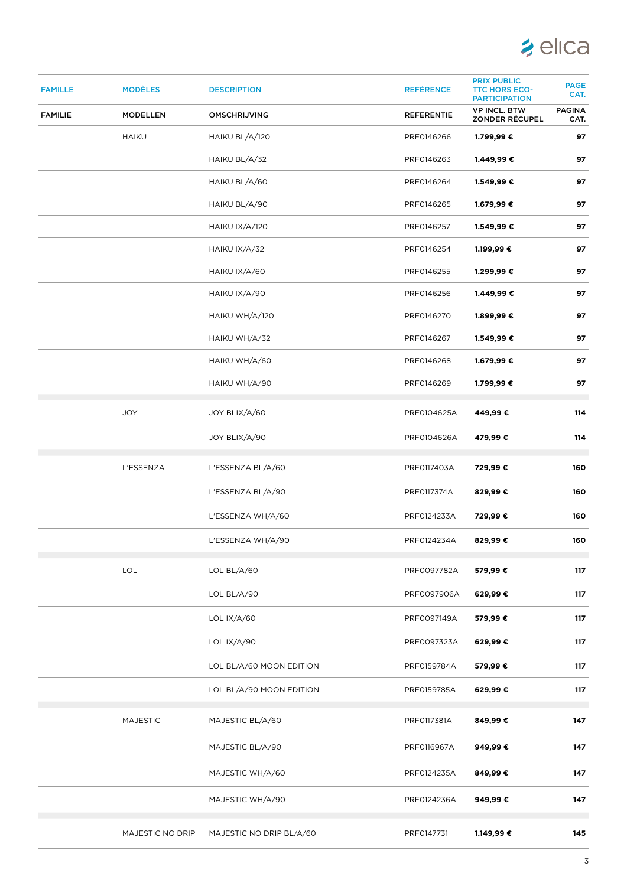| FAMILLE | MODÈLES | DESCRIPTION | REFÉRENCE | PRIX PUBLIC TTC HORS ECO-PARTICIPATION | PAGE CAT. |
|---|---|---|---|---|---|
| FAMILIE | MODELLEN | OMSCHRIJVING | REFERENTIE | VP INCL. BTW ZONDER RÉCUPEL | PAGINA CAT. |
| | HAIKU | HAIKU BL/A/120 | PRF0146266 | **1.799,99 €** | **97** |
| | | HAIKU BL/A/32 | PRF0146263 | **1.449,99 €** | **97** |
| | | HAIKU BL/A/60 | PRF0146264 | **1.549,99 €** | **97** |
| | | HAIKU BL/A/90 | PRF0146265 | **1.679,99 €** | **97** |
| | | HAIKU IX/A/120 | PRF0146257 | **1.549,99 €** | **97** |
| | | HAIKU IX/A/32 | PRF0146254 | **1.199,99 €** | **97** |
| | | HAIKU IX/A/60 | PRF0146255 | **1.299,99 €** | **97** |
| | | HAIKU IX/A/90 | PRF0146256 | **1.449,99 €** | **97** |
| | | HAIKU WH/A/120 | PRF0146270 | **1.899,99 €** | **97** |
| | | HAIKU WH/A/32 | PRF0146267 | **1.549,99 €** | **97** |
| | | HAIKU WH/A/60 | PRF0146268 | **1.679,99 €** | **97** |
| | | HAIKU WH/A/90 | PRF0146269 | **1.799,99 €** | **97** |
| | JOY | JOY BLIX/A/60 | PRF0104625A | **449,99 €** | **114** |
| | | JOY BLIX/A/90 | PRF0104626A | **479,99 €** | **114** |
| | L'ESSENZA | L'ESSENZA BL/A/60 | PRF0117403A | **729,99 €** | **160** |
| | | L'ESSENZA BL/A/90 | PRF0117374A | **829,99 €** | **160** |
| | | L'ESSENZA WH/A/60 | PRF0124233A | **729,99 €** | **160** |
| | | L'ESSENZA WH/A/90 | PRF0124234A | **829,99 €** | **160** |
| | LOL | LOL BL/A/60 | PRF0097782A | **579,99 €** | **117** |
| | | LOL BL/A/90 | PRF0097906A | **629,99 €** | **117** |
| | | LOL IX/A/60 | PRF0097149A | **579,99 €** | **117** |
| | | LOL IX/A/90 | PRF0097323A | **629,99 €** | **117** |
| | | LOL BL/A/60 MOON EDITION | PRF0159784A | **579,99 €** | **117** |
| | | LOL BL/A/90 MOON EDITION | PRF0159785A | **629,99 €** | **117** |
| | MAJESTIC | MAJESTIC BL/A/60 | PRF0117381A | **849,99 €** | **147** |
| | | MAJESTIC BL/A/90 | PRF0116967A | **949,99 €** | **147** |
| | | MAJESTIC WH/A/60 | PRF0124235A | **849,99 €** | **147** |
| | | MAJESTIC WH/A/90 | PRF0124236A | **949,99 €** | **147** |
| | MAJESTIC NO DRIP | MAJESTIC NO DRIP BL/A/60 | PRF0147731 | **1.149,99 €** | **145** |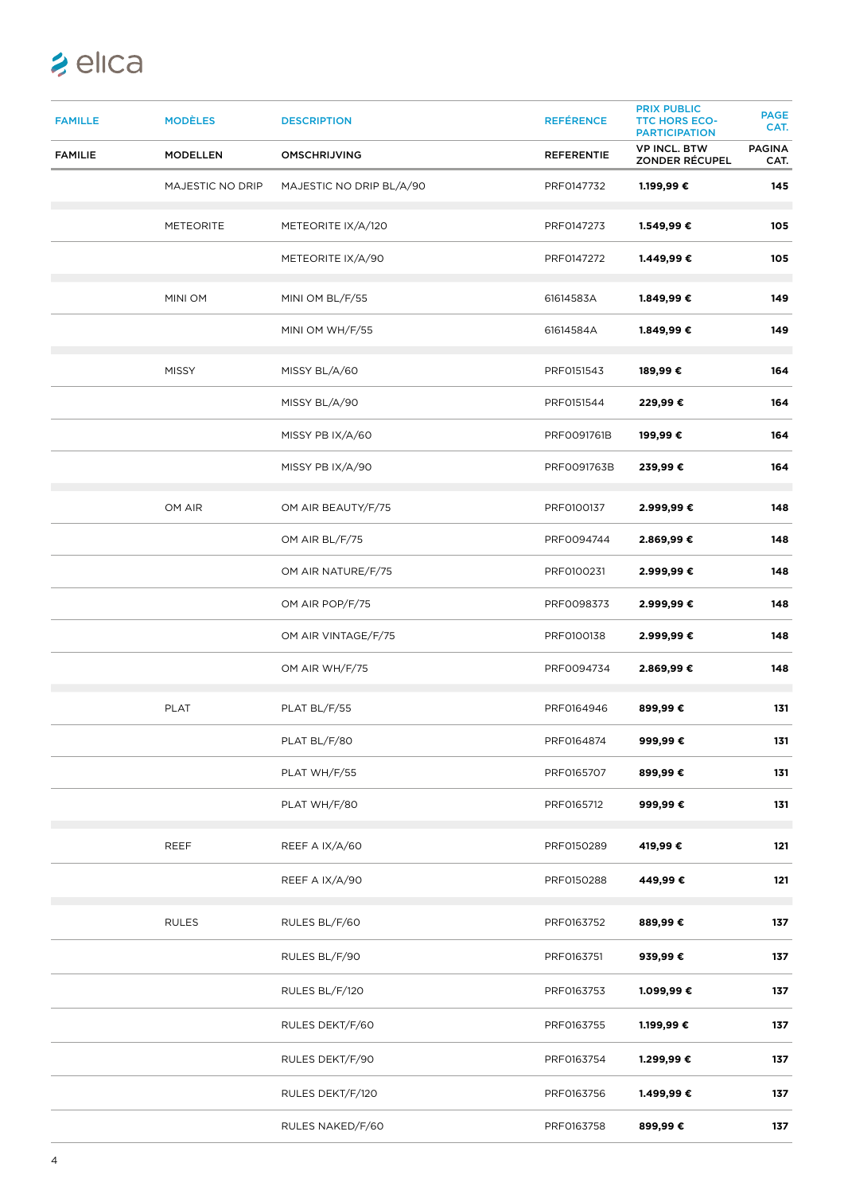| FAMILLE | MODÈLES | DESCRIPTION | REFÉRENCE | PRIX PUBLIC TTC HORS ECO-PARTICIPATION | PAGE CAT. |
|---|---|---|---|---|---|
| FAMILIE | MODELLEN | OMSCHRIJVING | REFERENTIE | VP INCL. BTW ZONDER RÉCUPEL | PAGINA CAT. |
| | MAJESTIC NO DRIP | MAJESTIC NO DRIP BL/A/90 | PRF0147732 | **1.199,99 €** | **145** |
| | METEORITE | METEORITE IX/A/120 | PRF0147273 | **1.549,99 €** | **105** |
| | | METEORITE IX/A/90 | PRF0147272 | **1.449,99 €** | **105** |
| | MINI OM | MINI OM BL/F/55 | 61614583A | **1.849,99 €** | **149** |
| | | MINI OM WH/F/55 | 61614584A | **1.849,99 €** | **149** |
| | MISSY | MISSY BL/A/60 | PRF0151543 | **189,99 €** | **164** |
| | | MISSY BL/A/90 | PRF0151544 | **229,99 €** | **164** |
| | | MISSY PB IX/A/60 | PRF0091761B | **199,99 €** | **164** |
| | | MISSY PB IX/A/90 | PRF0091763B | **239,99 €** | **164** |
| | OM AIR | OM AIR BEAUTY/F/75 | PRF0100137 | **2.999,99 €** | **148** |
| | | OM AIR BL/F/75 | PRF0094744 | **2.869,99 €** | **148** |
| | | OM AIR NATURE/F/75 | PRF0100231 | **2.999,99 €** | **148** |
| | | OM AIR POP/F/75 | PRF0098373 | **2.999,99 €** | **148** |
| | | OM AIR VINTAGE/F/75 | PRF0100138 | **2.999,99 €** | **148** |
| | | OM AIR WH/F/75 | PRF0094734 | **2.869,99 €** | **148** |
| | PLAT | PLAT BL/F/55 | PRF0164946 | **899,99 €** | **131** |
| | | PLAT BL/F/80 | PRF0164874 | **999,99 €** | **131** |
| | | PLAT WH/F/55 | PRF0165707 | **899,99 €** | **131** |
| | | PLAT WH/F/80 | PRF0165712 | **999,99 €** | **131** |
| | REEF | REEF A IX/A/60 | PRF0150289 | **419,99 €** | **121** |
| | | REEF A IX/A/90 | PRF0150288 | **449,99 €** | **121** |
| | RULES | RULES BL/F/60 | PRF0163752 | **889,99 €** | **137** |
| | | RULES BL/F/90 | PRF0163751 | **939,99 €** | **137** |
| | | RULES BL/F/120 | PRF0163753 | **1.099,99 €** | **137** |
| | | RULES DEKT/F/60 | PRF0163755 | **1.199,99 €** | **137** |
| | | RULES DEKT/F/90 | PRF0163754 | **1.299,99 €** | **137** |
| | | RULES DEKT/F/120 | PRF0163756 | **1.499,99 €** | **137** |
| | | RULES NAKED/F/60 | PRF0163758 | **899,99 €** | **137** |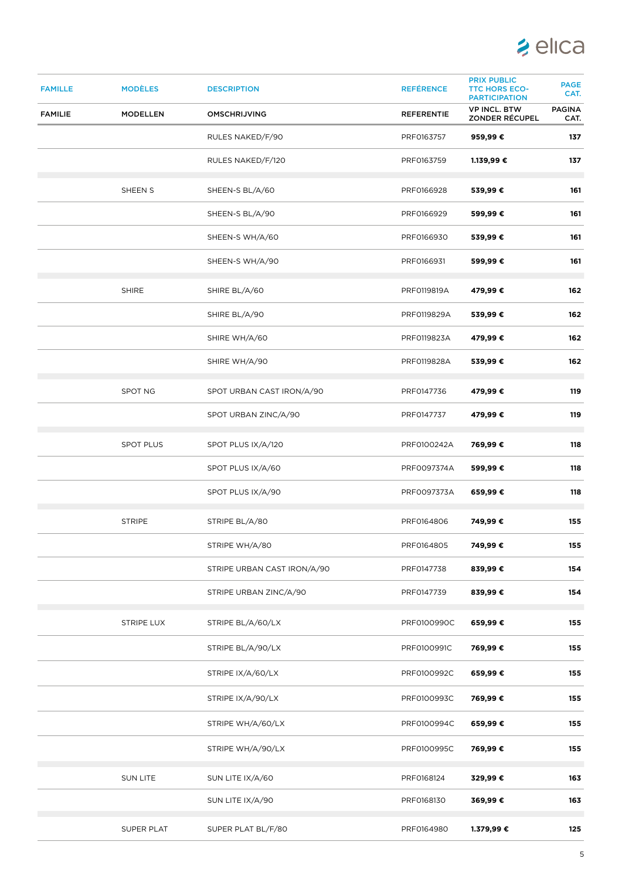| FAMILLE | MODÈLES | DESCRIPTION | REFÉRENCE | PRIX PUBLIC TTC HORS ECO-PARTICIPATION | PAGE CAT. |
|---|---|---|---|---|---|
| **FAMILIE** | **MODELLEN** | **OMSCHRIJVING** | **REFERENTIE** | **VP INCL. BTW ZONDER RÉCUPEL** | **PAGINA CAT.** |
| | | RULES NAKED/F/90 | PRF0163757 | **959,99 €** | **137** |
| | | RULES NAKED/F/120 | PRF0163759 | **1.139,99 €** | **137** |
| | SHEEN S | SHEEN-S BL/A/60 | PRF0166928 | **539,99 €** | **161** |
| | | SHEEN-S BL/A/90 | PRF0166929 | **599,99 €** | **161** |
| | | SHEEN-S WH/A/60 | PRF0166930 | **539,99 €** | **161** |
| | | SHEEN-S WH/A/90 | PRF0166931 | **599,99 €** | **161** |
| | SHIRE | SHIRE BL/A/60 | PRF0119819A | **479,99 €** | **162** |
| | | SHIRE BL/A/90 | PRF0119829A | **539,99 €** | **162** |
| | | SHIRE WH/A/60 | PRF0119823A | **479,99 €** | **162** |
| | | SHIRE WH/A/90 | PRF0119828A | **539,99 €** | **162** |
| | SPOT NG | SPOT URBAN CAST IRON/A/90 | PRF0147736 | **479,99 €** | **119** |
| | | SPOT URBAN ZINC/A/90 | PRF0147737 | **479,99 €** | **119** |
| | SPOT PLUS | SPOT PLUS IX/A/120 | PRF0100242A | **769,99 €** | **118** |
| | | SPOT PLUS IX/A/60 | PRF0097374A | **599,99 €** | **118** |
| | | SPOT PLUS IX/A/90 | PRF0097373A | **659,99 €** | **118** |
| | STRIPE | STRIPE BL/A/80 | PRF0164806 | **749,99 €** | **155** |
| | | STRIPE WH/A/80 | PRF0164805 | **749,99 €** | **155** |
| | | STRIPE URBAN CAST IRON/A/90 | PRF0147738 | **839,99 €** | **154** |
| | | STRIPE URBAN ZINC/A/90 | PRF0147739 | **839,99 €** | **154** |
| | STRIPE LUX | STRIPE BL/A/60/LX | PRF0100990C | **659,99 €** | **155** |
| | | STRIPE BL/A/90/LX | PRF0100991C | **769,99 €** | **155** |
| | | STRIPE IX/A/60/LX | PRF0100992C | **659,99 €** | **155** |
| | | STRIPE IX/A/90/LX | PRF0100993C | **769,99 €** | **155** |
| | | STRIPE WH/A/60/LX | PRF0100994C | **659,99 €** | **155** |
| | | STRIPE WH/A/90/LX | PRF0100995C | **769,99 €** | **155** |
| | SUN LITE | SUN LITE IX/A/60 | PRF0168124 | **329,99 €** | **163** |
| | | SUN LITE IX/A/90 | PRF0168130 | **369,99 €** | **163** |
| | SUPER PLAT | SUPER PLAT BL/F/80 | PRF0164980 | **1.379,99 €** | **125** |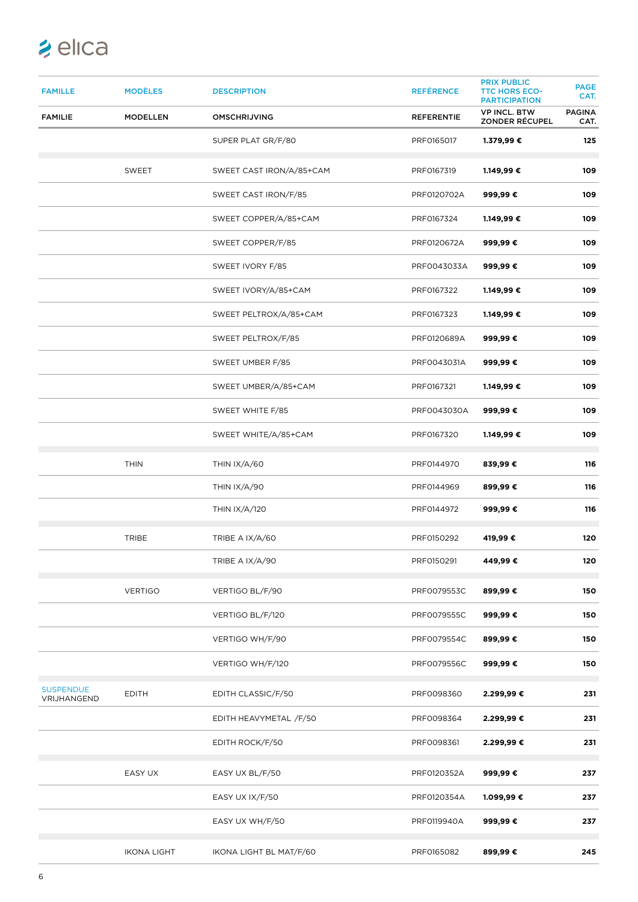| FAMILLE | MODÈLES | DESCRIPTION | REFÉRENCE | PRIX PUBLIC TTC HORS ECO-PARTICIPATION | PAGE CAT. |
|---|---|---|---|---|---|
| FAMILIE | MODELLEN | OMSCHRIJVING | REFERENTIE | VP INCL. BTW ZONDER RÉCUPEL | PAGINA CAT. |
| | | SUPER PLAT GR/F/80 | PRF0165017 | **1.379,99 €** | **125** |
| | SWEET | SWEET CAST IRON/A/85+CAM | PRF0167319 | **1.149,99 €** | **109** |
| | | SWEET CAST IRON/F/85 | PRF0120702A | **999,99 €** | **109** |
| | | SWEET COPPER/A/85+CAM | PRF0167324 | **1.149,99 €** | **109** |
| | | SWEET COPPER/F/85 | PRF0120672A | **999,99 €** | **109** |
| | | SWEET IVORY F/85 | PRF0043033A | **999,99 €** | **109** |
| | | SWEET IVORY/A/85+CAM | PRF0167322 | **1.149,99 €** | **109** |
| | | SWEET PELTROX/A/85+CAM | PRF0167323 | **1.149,99 €** | **109** |
| | | SWEET PELTROX/F/85 | PRF0120689A | **999,99 €** | **109** |
| | | SWEET UMBER F/85 | PRF0043031A | **999,99 €** | **109** |
| | | SWEET UMBER/A/85+CAM | PRF0167321 | **1.149,99 €** | **109** |
| | | SWEET WHITE F/85 | PRF0043030A | **999,99 €** | **109** |
| | | SWEET WHITE/A/85+CAM | PRF0167320 | **1.149,99 €** | **109** |
| | THIN | THIN IX/A/60 | PRF0144970 | **839,99 €** | **116** |
| | | THIN IX/A/90 | PRF0144969 | **899,99 €** | **116** |
| | | THIN IX/A/120 | PRF0144972 | **999,99 €** | **116** |
| | TRIBE | TRIBE A IX/A/60 | PRF0150292 | **419,99 €** | **120** |
| | | TRIBE A IX/A/90 | PRF0150291 | **449,99 €** | **120** |
| | VERTIGO | VERTIGO BL/F/90 | PRF0079553C | **899,99 €** | **150** |
| | | VERTIGO BL/F/120 | PRF0079555C | **999,99 €** | **150** |
| | | VERTIGO WH/F/90 | PRF0079554C | **899,99 €** | **150** |
| | | VERTIGO WH/F/120 | PRF0079556C | **999,99 €** | **150** |
| SUSPENDUE VRIJHANGEND | EDITH | EDITH CLASSIC/F/50 | PRF0098360 | **2.299,99 €** | **231** |
| | | EDITH HEAVYMETAL /F/50 | PRF0098364 | **2.299,99 €** | **231** |
| | | EDITH ROCK/F/50 | PRF0098361 | **2.299,99 €** | **231** |
| | EASY UX | EASY UX BL/F/50 | PRF0120352A | **999,99 €** | **237** |
| | | EASY UX IX/F/50 | PRF0120354A | **1.099,99 €** | **237** |
| | | EASY UX WH/F/50 | PRF0119940A | **999,99 €** | **237** |
| | IKONA LIGHT | IKONA LIGHT BL MAT/F/60 | PRF0165082 | **899,99 €** | **245** |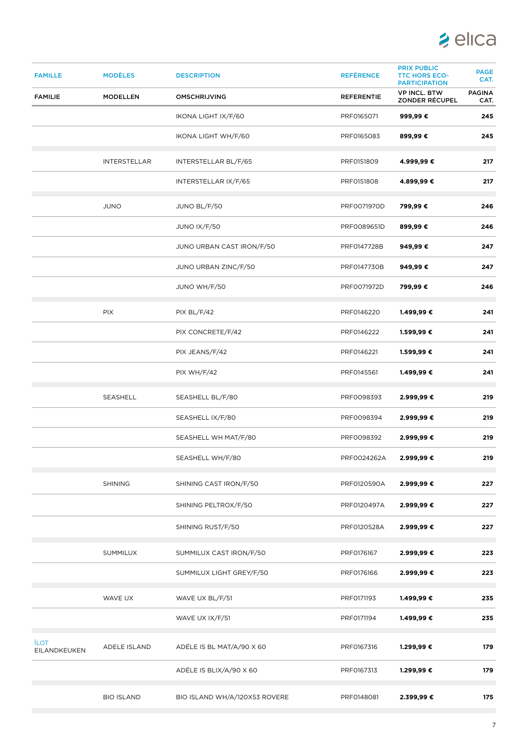| FAMILLE | MODÈLES | DESCRIPTION | REFÉRENCE | PRIX PUBLIC TTC HORS ECO-PARTICIPATION | PAGE CAT. |
|---|---|---|---|---|---|
| **FAMILIE** | **MODELLEN** | **OMSCHRIJVING** | **REFERENTIE** | **VP INCL. BTW ZONDER RÉCUPEL** | **PAGINA CAT.** |
| | | IKONA LIGHT IX/F/60 | PRF0165071 | **999,99 €** | **245** |
| | | IKONA LIGHT WH/F/60 | PRF0165083 | **899,99 €** | **245** |
| | INTERSTELLAR | INTERSTELLAR BL/F/65 | PRF0151809 | **4.999,99 €** | **217** |
| | | INTERSTELLAR IX/F/65 | PRF0151808 | **4.899,99 €** | **217** |
| | JUNO | JUNO BL/F/50 | PRF0071970D | **799,99 €** | **246** |
| | | JUNO IX/F/50 | PRF0089651D | **899,99 €** | **246** |
| | | JUNO URBAN CAST IRON/F/50 | PRF0147728B | **949,99 €** | **247** |
| | | JUNO URBAN ZINC/F/50 | PRF0147730B | **949,99 €** | **247** |
| | | JUNO WH/F/50 | PRF0071972D | **799,99 €** | **246** |
| | PIX | PIX BL/F/42 | PRF0146220 | **1.499,99 €** | **241** |
| | | PIX CONCRETE/F/42 | PRF0146222 | **1.599,99 €** | **241** |
| | | PIX JEANS/F/42 | PRF0146221 | **1.599,99 €** | **241** |
| | | PIX WH/F/42 | PRF0145561 | **1.499,99 €** | **241** |
| | SEASHELL | SEASHELL BL/F/80 | PRF0098393 | **2.999,99 €** | **219** |
| | | SEASHELL IX/F/80 | PRF0098394 | **2.999,99 €** | **219** |
| | | SEASHELL WH MAT/F/80 | PRF0098392 | **2.999,99 €** | **219** |
| | | SEASHELL WH/F/80 | PRF0024262A | **2.999,99 €** | **219** |
| | SHINING | SHINING CAST IRON/F/50 | PRF0120590A | **2.999,99 €** | **227** |
| | | SHINING PELTROX/F/50 | PRF0120497A | **2.999,99 €** | **227** |
| | | SHINING RUST/F/50 | PRF0120528A | **2.999,99 €** | **227** |
| | SUMMILUX | SUMMILUX CAST IRON/F/50 | PRF0176167 | **2.999,99 €** | **223** |
| | | SUMMILUX LIGHT GREY/F/50 | PRF0176166 | **2.999,99 €** | **223** |
| | WAVE UX | WAVE UX BL/F/51 | PRF0171193 | **1.499,99 €** | **235** |
| | | WAVE UX IX/F/51 | PRF0171194 | **1.499,99 €** | **235** |
| ÎLOT EILANDKEUKEN | ADELE ISLAND | ADÉLE IS BL MAT/A/90 X 60 | PRF0167316 | **1.299,99 €** | **179** |
| | | ADÉLE IS BLIX/A/90 X 60 | PRF0167313 | **1.299,99 €** | **179** |
| | BIO ISLAND | BIO ISLAND WH/A/120X53 ROVERE | PRF0148081 | **2.399,99 €** | **175** |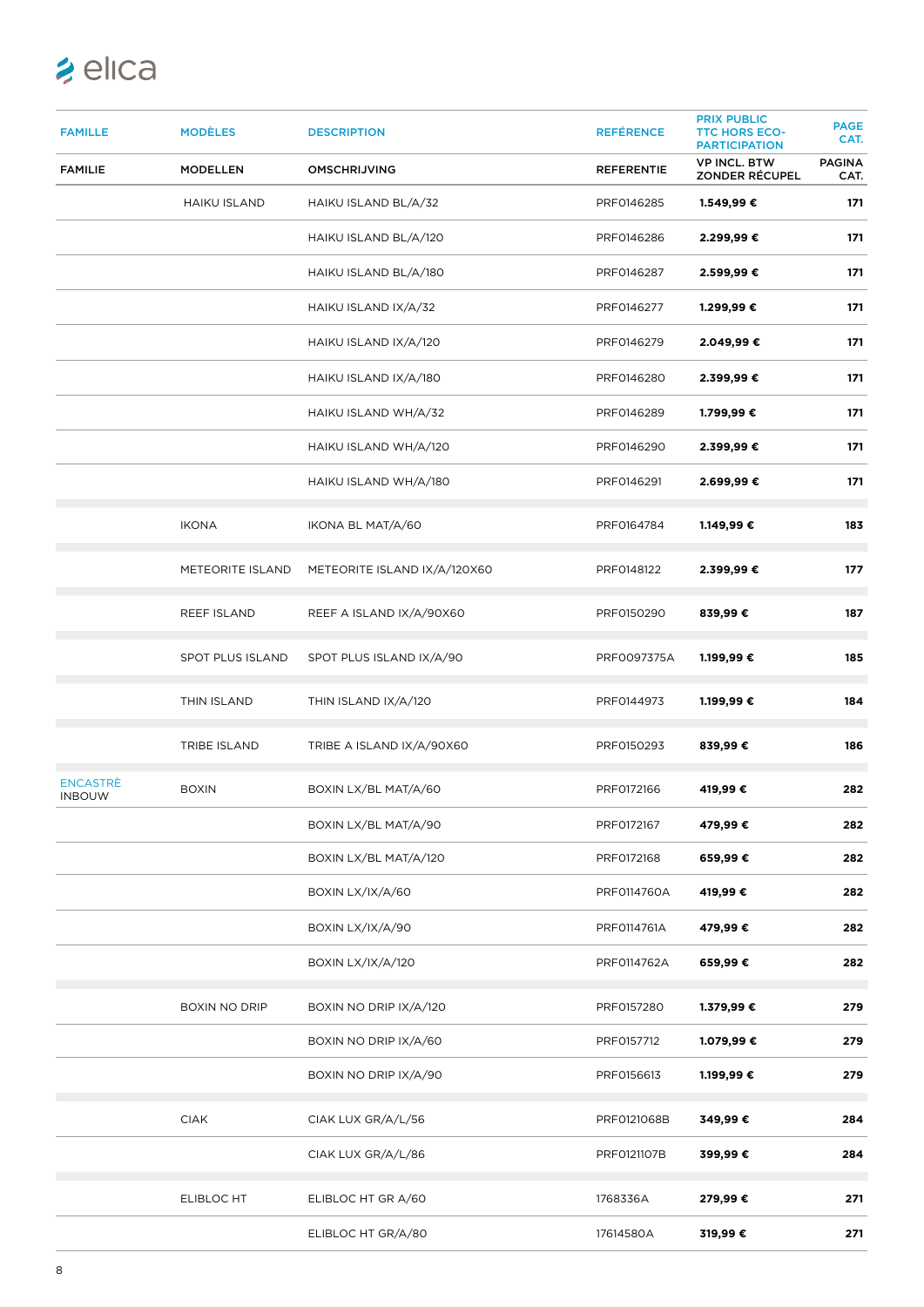| FAMILLE | MODÈLES | DESCRIPTION | REFÉRENCE | PRIX PUBLIC TTC HORS ECO-PARTICIPATION | PAGE CAT. |
|---|---|---|---|---|---|
| FAMILIE | MODELLEN | OMSCHRIJVING | REFERENTIE | VP INCL. BTW ZONDER RÉCUPEL | PAGINA CAT. |
| | HAIKU ISLAND | HAIKU ISLAND BL/A/32 | PRF0146285 | **1.549,99 €** | **171** |
| | | HAIKU ISLAND BL/A/120 | PRF0146286 | **2.299,99 €** | **171** |
| | | HAIKU ISLAND BL/A/180 | PRF0146287 | **2.599,99 €** | **171** |
| | | HAIKU ISLAND IX/A/32 | PRF0146277 | **1.299,99 €** | **171** |
| | | HAIKU ISLAND IX/A/120 | PRF0146279 | **2.049,99 €** | **171** |
| | | HAIKU ISLAND IX/A/180 | PRF0146280 | **2.399,99 €** | **171** |
| | | HAIKU ISLAND WH/A/32 | PRF0146289 | **1.799,99 €** | **171** |
| | | HAIKU ISLAND WH/A/120 | PRF0146290 | **2.399,99 €** | **171** |
| | | HAIKU ISLAND WH/A/180 | PRF0146291 | **2.699,99 €** | **171** |
| | IKONA | IKONA BL MAT/A/60 | PRF0164784 | **1.149,99 €** | **183** |
| | METEORITE ISLAND | METEORITE ISLAND IX/A/120X60 | PRF0148122 | **2.399,99 €** | **177** |
| | REEF ISLAND | REEF A ISLAND IX/A/90X60 | PRF0150290 | **839,99 €** | **187** |
| | SPOT PLUS ISLAND | SPOT PLUS ISLAND IX/A/90 | PRF0097375A | **1.199,99 €** | **185** |
| | THIN ISLAND | THIN ISLAND IX/A/120 | PRF0144973 | **1.199,99 €** | **184** |
| | TRIBE ISLAND | TRIBE A ISLAND IX/A/90X60 | PRF0150293 | **839,99 €** | **186** |
| ENCASTRÈ INBOUW | BOXIN | BOXIN LX/BL MAT/A/60 | PRF0172166 | **419,99 €** | **282** |
| | | BOXIN LX/BL MAT/A/90 | PRF0172167 | **479,99 €** | **282** |
| | | BOXIN LX/BL MAT/A/120 | PRF0172168 | **659,99 €** | **282** |
| | | BOXIN LX/IX/A/60 | PRF0114760A | **419,99 €** | **282** |
| | | BOXIN LX/IX/A/90 | PRF0114761A | **479,99 €** | **282** |
| | | BOXIN LX/IX/A/120 | PRF0114762A | **659,99 €** | **282** |
| | BOXIN NO DRIP | BOXIN NO DRIP IX/A/120 | PRF0157280 | **1.379,99 €** | **279** |
| | | BOXIN NO DRIP IX/A/60 | PRF0157712 | **1.079,99 €** | **279** |
| | | BOXIN NO DRIP IX/A/90 | PRF0156613 | **1.199,99 €** | **279** |
| | CIAK | CIAK LUX GR/A/L/56 | PRF0121068B | **349,99 €** | **284** |
| | | CIAK LUX GR/A/L/86 | PRF0121107B | **399,99 €** | **284** |
| | ELIBLOC HT | ELIBLOC HT GR A/60 | 1768336A | **279,99 €** | **271** |
| | | ELIBLOC HT GR/A/80 | 17614580A | **319,99 €** | **271** |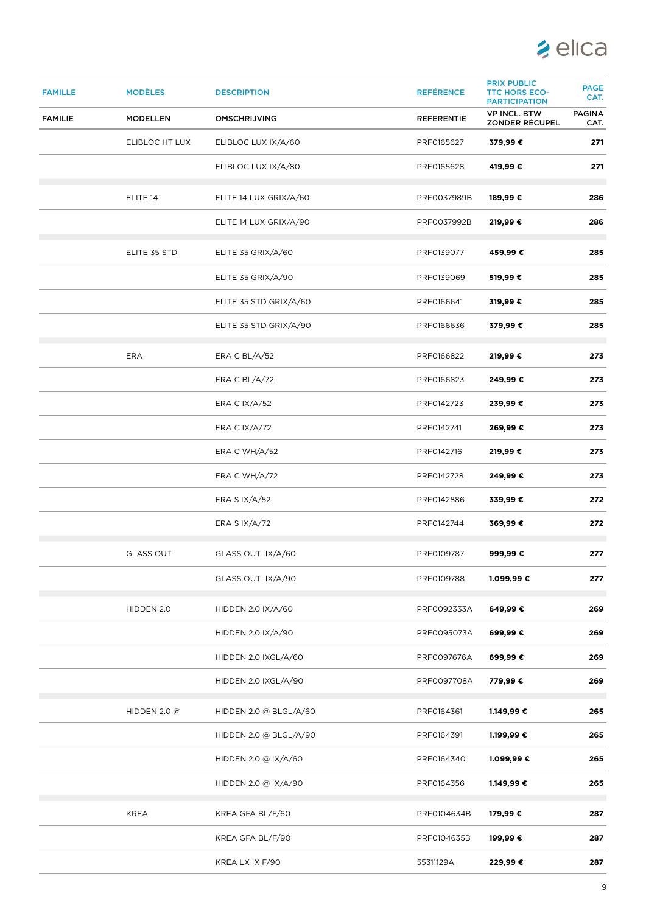| FAMILLE | MODÈLES | DESCRIPTION | REFÉRENCE | PRIX PUBLIC TTC HORS ECO-PARTICIPATION | PAGE CAT. |
|---|---|---|---|---|---|
| FAMILIE | MODELLEN | OMSCHRIJVING | REFERENTIE | VP INCL. BTW ZONDER RÉCUPEL | PAGINA CAT. |
| | ELIBLOC HT LUX | ELIBLOC LUX IX/A/60 | PRF0165627 | **379,99 €** | **271** |
| | | ELIBLOC LUX IX/A/80 | PRF0165628 | **419,99 €** | **271** |
| | ELITE 14 | ELITE 14 LUX GRIX/A/60 | PRF0037989B | **189,99 €** | **286** |
| | | ELITE 14 LUX GRIX/A/90 | PRF0037992B | **219,99 €** | **286** |
| | ELITE 35 STD | ELITE 35 GRIX/A/60 | PRF0139077 | **459,99 €** | **285** |
| | | ELITE 35 GRIX/A/90 | PRF0139069 | **519,99 €** | **285** |
| | | ELITE 35 STD GRIX/A/60 | PRF0166641 | **319,99 €** | **285** |
| | | ELITE 35 STD GRIX/A/90 | PRF0166636 | **379,99 €** | **285** |
| | ERA | ERA C BL/A/52 | PRF0166822 | **219,99 €** | **273** |
| | | ERA C BL/A/72 | PRF0166823 | **249,99 €** | **273** |
| | | ERA C IX/A/52 | PRF0142723 | **239,99 €** | **273** |
| | | ERA C IX/A/72 | PRF0142741 | **269,99 €** | **273** |
| | | ERA C WH/A/52 | PRF0142716 | **219,99 €** | **273** |
| | | ERA C WH/A/72 | PRF0142728 | **249,99 €** | **273** |
| | | ERA S IX/A/52 | PRF0142886 | **339,99 €** | **272** |
| | | ERA S IX/A/72 | PRF0142744 | **369,99 €** | **272** |
| | GLASS OUT | GLASS OUT IX/A/60 | PRF0109787 | **999,99 €** | **277** |
| | | GLASS OUT IX/A/90 | PRF0109788 | **1.099,99 €** | **277** |
| | HIDDEN 2.0 | HIDDEN 2.0 IX/A/60 | PRF0092333A | **649,99 €** | **269** |
| | | HIDDEN 2.0 IX/A/90 | PRF0095073A | **699,99 €** | **269** |
| | | HIDDEN 2.0 IXGL/A/60 | PRF0097676A | **699,99 €** | **269** |
| | | HIDDEN 2.0 IXGL/A/90 | PRF0097708A | **779,99 €** | **269** |
| | HIDDEN 2.0 @ | HIDDEN 2.0 @ BLGL/A/60 | PRF0164361 | **1.149,99 €** | **265** |
| | | HIDDEN 2.0 @ BLGL/A/90 | PRF0164391 | **1.199,99 €** | **265** |
| | | HIDDEN 2.0 @ IX/A/60 | PRF0164340 | **1.099,99 €** | **265** |
| | | HIDDEN 2.0 @ IX/A/90 | PRF0164356 | **1.149,99 €** | **265** |
| | KREA | KREA GFA BL/F/60 | PRF0104634B | **179,99 €** | **287** |
| | | KREA GFA BL/F/90 | PRF0104635B | **199,99 €** | **287** |
| | | KREA LX IX F/90 | 55311129A | **229,99 €** | **287** |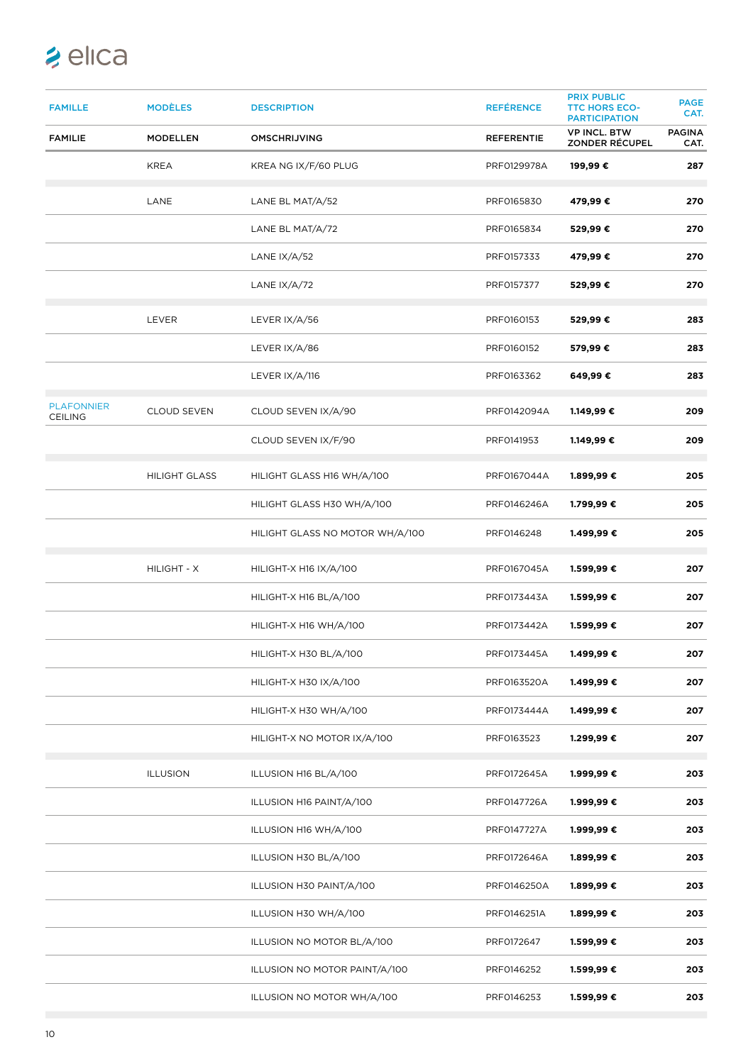| FAMILLE | MODÈLES | DESCRIPTION | REFÉRENCE | PRIX PUBLIC TTC HORS ECO-PARTICIPATION | PAGE CAT. |
|---|---|---|---|---|---|
| FAMILIE | MODELLEN | OMSCHRIJVING | REFERENTIE | VP INCL. BTW ZONDER RÉCUPEL | PAGINA CAT. |
| | KREA | KREA NG IX/F/60 PLUG | PRF0129978A | 199,99 € | 287 |
| | LANE | LANE BL MAT/A/52 | PRF0165830 | 479,99 € | 270 |
| | | LANE BL MAT/A/72 | PRF0165834 | 529,99 € | 270 |
| | | LANE IX/A/52 | PRF0157333 | 479,99 € | 270 |
| | | LANE IX/A/72 | PRF0157377 | 529,99 € | 270 |
| | LEVER | LEVER IX/A/56 | PRF0160153 | 529,99 € | 283 |
| | | LEVER IX/A/86 | PRF0160152 | 579,99 € | 283 |
| | | LEVER IX/A/116 | PRF0163362 | 649,99 € | 283 |
| PLAFONNIER CEILING | CLOUD SEVEN | CLOUD SEVEN IX/A/90 | PRF0142094A | 1.149,99 € | 209 |
| | | CLOUD SEVEN IX/F/90 | PRF0141953 | 1.149,99 € | 209 |
| | HILIGHT GLASS | HILIGHT GLASS H16 WH/A/100 | PRF0167044A | 1.899,99 € | 205 |
| | | HILIGHT GLASS H30 WH/A/100 | PRF0146246A | 1.799,99 € | 205 |
| | | HILIGHT GLASS NO MOTOR WH/A/100 | PRF0146248 | 1.499,99 € | 205 |
| | HILIGHT - X | HILIGHT-X H16 IX/A/100 | PRF0167045A | 1.599,99 € | 207 |
| | | HILIGHT-X H16 BL/A/100 | PRF0173443A | 1.599,99 € | 207 |
| | | HILIGHT-X H16 WH/A/100 | PRF0173442A | 1.599,99 € | 207 |
| | | HILIGHT-X H30 BL/A/100 | PRF0173445A | 1.499,99 € | 207 |
| | | HILIGHT-X H30 IX/A/100 | PRF0163520A | 1.499,99 € | 207 |
| | | HILIGHT-X H30 WH/A/100 | PRF0173444A | 1.499,99 € | 207 |
| | | HILIGHT-X NO MOTOR IX/A/100 | PRF0163523 | 1.299,99 € | 207 |
| | ILLUSION | ILLUSION H16 BL/A/100 | PRF0172645A | 1.999,99 € | 203 |
| | | ILLUSION H16 PAINT/A/100 | PRF0147726A | 1.999,99 € | 203 |
| | | ILLUSION H16 WH/A/100 | PRF0147727A | 1.999,99 € | 203 |
| | | ILLUSION H30 BL/A/100 | PRF0172646A | 1.899,99 € | 203 |
| | | ILLUSION H30 PAINT/A/100 | PRF0146250A | 1.899,99 € | 203 |
| | | ILLUSION H30 WH/A/100 | PRF0146251A | 1.899,99 € | 203 |
| | | ILLUSION NO MOTOR BL/A/100 | PRF0172647 | 1.599,99 € | 203 |
| | | ILLUSION NO MOTOR PAINT/A/100 | PRF0146252 | 1.599,99 € | 203 |
| | | ILLUSION NO MOTOR WH/A/100 | PRF0146253 | 1.599,99 € | 203 |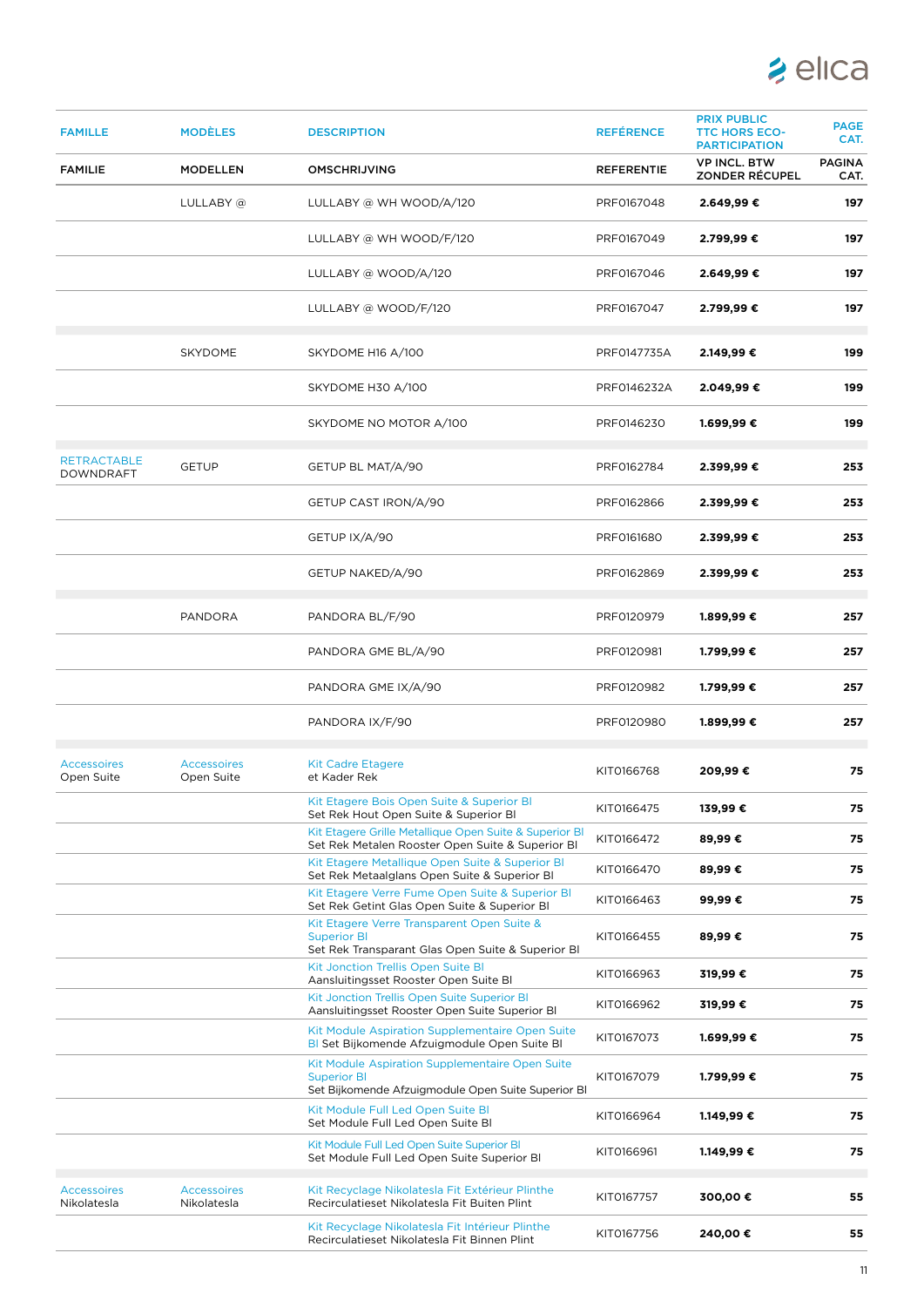| FAMILLE | MODÈLES | DESCRIPTION | REFÉRENCE | PRIX PUBLIC TTC HORS ECO-PARTICIPATION | PAGE CAT. |
|---|---|---|---|---|---|
| FAMILIE | MODELLEN | OMSCHRIJVING | REFERENTIE | VP INCL. BTW ZONDER RÉCUPEL | PAGINA CAT. |
| | LULLABY @ | LULLABY @ WH WOOD/A/120 | PRF0167048 | **2.649,99 €** | **197** |
| | | LULLABY @ WH WOOD/F/120 | PRF0167049 | **2.799,99 €** | **197** |
| | | LULLABY @ WOOD/A/120 | PRF0167046 | **2.649,99 €** | **197** |
| | | LULLABY @ WOOD/F/120 | PRF0167047 | **2.799,99 €** | **197** |
| | SKYDOME | SKYDOME H16 A/100 | PRF0147735A | **2.149,99 €** | **199** |
| | | SKYDOME H30 A/100 | PRF0146232A | **2.049,99 €** | **199** |
| | | SKYDOME NO MOTOR A/100 | PRF0146230 | **1.699,99 €** | **199** |
| RETRACTABLE DOWNDRAFT | GETUP | GETUP BL MAT/A/90 | PRF0162784 | **2.399,99 €** | **253** |
| | | GETUP CAST IRON/A/90 | PRF0162866 | **2.399,99 €** | **253** |
| | | GETUP IX/A/90 | PRF0161680 | **2.399,99 €** | **253** |
| | | GETUP NAKED/A/90 | PRF0162869 | **2.399,99 €** | **253** |
| | PANDORA | PANDORA BL/F/90 | PRF0120979 | **1.899,99 €** | **257** |
| | | PANDORA GME BL/A/90 | PRF0120981 | **1.799,99 €** | **257** |
| | | PANDORA GME IX/A/90 | PRF0120982 | **1.799,99 €** | **257** |
| | | PANDORA IX/F/90 | PRF0120980 | **1.899,99 €** | **257** |
| Accessoires Open Suite | Accessoires Open Suite | Kit Cadre Etagere et Kader Rek | KIT0166768 | **209,99 €** | **75** |
| | | Kit Etagere Bois Open Suite & Superior Bl Set Rek Hout Open Suite & Superior Bl | KIT0166475 | **139,99 €** | **75** |
| | | Kit Etagere Grille Metallique Open Suite & Superior Bl Set Rek Metalen Rooster Open Suite & Superior Bl | KIT0166472 | **89,99 €** | **75** |
| | | Kit Etagere Metallique Open Suite & Superior Bl Set Rek Metaalglans Open Suite & Superior Bl | KIT0166470 | **89,99 €** | **75** |
| | | Kit Etagere Verre Fume Open Suite & Superior Bl Set Rek Getint Glas Open Suite & Superior Bl | KIT0166463 | **99,99 €** | **75** |
| | | Kit Etagere Verre Transparent Open Suite & Superior Bl Set Rek Transparant Glas Open Suite & Superior Bl | KIT0166455 | **89,99 €** | **75** |
| | | Kit Jonction Trellis Open Suite Bl Aansluitingsset Rooster Open Suite Bl | KIT0166963 | **319,99 €** | **75** |
| | | Kit Jonction Trellis Open Suite Superior Bl Aansluitingsset Rooster Open Suite Superior Bl | KIT0166962 | **319,99 €** | **75** |
| | | Kit Module Aspiration Supplementaire Open Suite Bl Set Bijkomende Afzuigmodule Open Suite Bl | KIT0167073 | **1.699,99 €** | **75** |
| | | Kit Module Aspiration Supplementaire Open Suite Superior Bl Set Bijkomende Afzuigmodule Open Suite Superior Bl | KIT0167079 | **1.799,99 €** | **75** |
| | | Kit Module Full Led Open Suite Bl Set Module Full Led Open Suite Bl | KIT0166964 | **1.149,99 €** | **75** |
| | | Kit Module Full Led Open Suite Superior Bl Set Module Full Led Open Suite Superior Bl | KIT0166961 | **1.149,99 €** | **75** |
| Accessoires Nikolatesla | Accessoires Nikolatesla | Kit Recyclage Nikolatesla Fit Extérieur Plinthe Recirculatieset Nikolatesla Fit Buiten Plint | KIT0167757 | **300,00 €** | **55** |
| | | Kit Recyclage Nikolatesla Fit Intérieur Plinthe Recirculatieset Nikolatesla Fit Binnen Plint | KIT0167756 | **240,00 €** | **55** |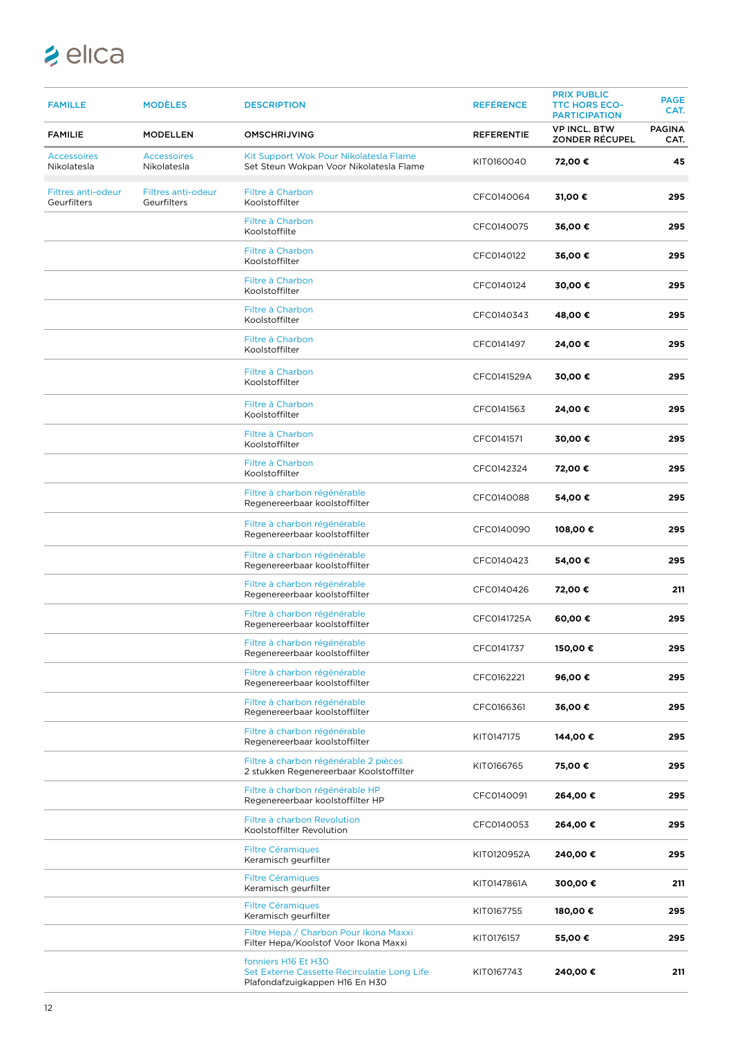| FAMILLE | MODÈLES | DESCRIPTION | REFÉRENCE | PRIX PUBLIC TTC HORS ECO-PARTICIPATION | PAGE CAT. |
|---|---|---|---|---|---|
| FAMILIE | MODELLEN | OMSCHRIJVING | REFERENTIE | VP INCL. BTW ZONDER RÉCUPEL | PAGINA CAT. |
| Accessoires Nikolatesla | Accessoires Nikolatesla | Kit Support Wok Pour Nikolatesla Flame Set Steun Wokpan Voor Nikolatesla Flame | KIT0160040 | 72,00 € | 45 |
| Filtres anti-odeur Geurfilters | Filtres anti-odeur Geurfilters | Filtre à Charbon Koolstoffilter | CFC0140064 | 31,00 € | 295 |
| | | Filtre à Charbon Koolstoffilte | CFC0140075 | 36,00 € | 295 |
| | | Filtre à Charbon Koolstoffilter | CFC0140122 | 36,00 € | 295 |
| | | Filtre à Charbon Koolstoffilter | CFC0140124 | 30,00 € | 295 |
| | | Filtre à Charbon Koolstoffilter | CFC0140343 | 48,00 € | 295 |
| | | Filtre à Charbon Koolstoffilter | CFC0141497 | 24,00 € | 295 |
| | | Filtre à Charbon Koolstoffilter | CFC0141529A | 30,00 € | 295 |
| | | Filtre à Charbon Koolstoffilter | CFC0141563 | 24,00 € | 295 |
| | | Filtre à Charbon Koolstoffilter | CFC0141571 | 30,00 € | 295 |
| | | Filtre à Charbon Koolstoffilter | CFC0142324 | 72,00 € | 295 |
| | | Filtre à charbon régénérable Regenereerbaar koolstoffilter | CFC0140088 | 54,00 € | 295 |
| | | Filtre à charbon régénérable Regenereerbaar koolstoffilter | CFC0140090 | 108,00 € | 295 |
| | | Filtre à charbon régénérable Regenereerbaar koolstoffilter | CFC0140423 | 54,00 € | 295 |
| | | Filtre à charbon régénérable Regenereerbaar koolstoffilter | CFC0140426 | 72,00 € | 211 |
| | | Filtre à charbon régénérable Regenereerbaar koolstoffilter | CFC0141725A | 60,00 € | 295 |
| | | Filtre à charbon régénérable Regenereerbaar koolstoffilter | CFC0141737 | 150,00 € | 295 |
| | | Filtre à charbon régénérable Regenereerbaar koolstoffilter | CFC0162221 | 96,00 € | 295 |
| | | Filtre à charbon régénérable Regenereerbaar koolstoffilter | CFC0166361 | 36,00 € | 295 |
| | | Filtre à charbon régénérable Regenereerbaar koolstoffilter | KIT0147175 | 144,00 € | 295 |
| | | Filtre à charbon régénérable 2 pièces 2 stukken Regenereerbaar Koolstoffilter | KIT0166765 | 75,00 € | 295 |
| | | Filtre à charbon régénérable HP Regenereerbaar koolstoffilter HP | CFC0140091 | 264,00 € | 295 |
| | | Filtre à charbon Revolution Koolstoffilter Revolution | CFC0140053 | 264,00 € | 295 |
| | | Filtre Céramiques Keramisch geurfilter | KIT0120952A | 240,00 € | 295 |
| | | Filtre Céramiques Keramisch geurfilter | KIT0147861A | 300,00 € | 211 |
| | | Filtre Céramiques Keramisch geurfilter | KIT0167755 | 180,00 € | 295 |
| | | Filtre Hepa / Charbon Pour Ikona Maxxi Filter Hepa/Koolstof Voor Ikona Maxxi | KIT0176157 | 55,00 € | 295 |
| | | fonniers H16 Et H30 Set Externe Cassette Recirculatie Long Life Plafondafzuigkappen H16 En H30 | KIT0167743 | 240,00 € | 211 |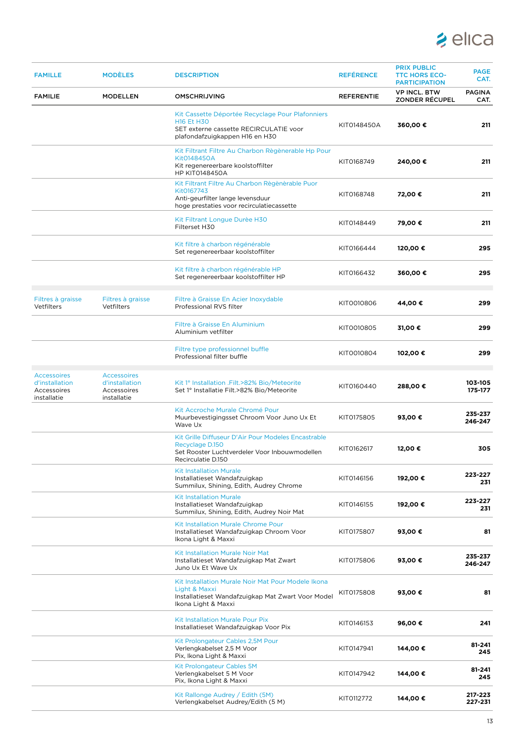| FAMILLE | MODÈLES | DESCRIPTION | REFÉRENCE | PRIX PUBLIC TTC HORS ECO-PARTICIPATION | PAGE CAT. |
|---|---|---|---|---|---|
| FAMILIE | MODELLEN | OMSCHRIJVING | REFERENTIE | VP INCL. BTW ZONDER RÉCUPEL | PAGINA CAT. |
| | | Kit Cassette Déportée Recyclage Pour Plafonniers H16 Et H30<br>SET externe cassette RECIRCULATIE voor plafondafzuigkappen H16 en H30 | KIT0148450A | 360,00 € | 211 |
| | | Kit Filtrant Filtre Au Charbon Règènerable Hp Pour Kit0148450A<br>Kit regenereerbare koolstoffilter HP KIT0148450A | KIT0168749 | 240,00 € | 211 |
| | | Kit Filtrant Filtre Au Charbon Règènerable Puor Kit0167743<br>Anti-geurfilter lange levensduur hoge prestaties voor recirculatiecassette | KIT0168748 | 72,00 € | 211 |
| | | Kit Filtrant Longue Durèe H30<br>Filterset H30 | KIT0148449 | 79,00 € | 211 |
| | | Kit filtre à charbon régénérable<br>Set regenereerbaar koolstoffilter | KIT0166444 | 120,00 € | 295 |
| | | Kit filtre à charbon régénérable HP<br>Set regenereerbaar koolstoffilter HP | KIT0166432 | 360,00 € | 295 |
| Filtres à graisse<br>Vetfilters | Filtres à graisse<br>Vetfilters | Filtre à Graisse En Acier Inoxydable<br>Professional RVS filter | KIT0010806 | 44,00 € | 299 |
| | | Filtre à Graisse En Aluminium<br>Aluminium vetfilter | KIT0010805 | 31,00 € | 299 |
| | | Filtre type professionnel buffle<br>Professional filter buffle | KIT0010804 | 102,00 € | 299 |
| Accessoires d'installation<br>Accessoires installatie | Accessoires d'installation<br>Accessoires installatie | Kit 1° Installation .Filt.>82% Bio/Meteorite<br>Set 1° Installatie Filt.>82% Bio/Meteorite | KIT0160440 | 288,00 € | 103-105<br>175-177 |
| | | Kit Accroche Murale Chromé Pour<br>Muurbevestigingsset Chroom Voor Juno Ux Et Wave Ux | KIT0175805 | 93,00 € | 235-237<br>246-247 |
| | | Kit Grille Diffuseur D'Air Pour Modeles Encastrable Recyclage D.150<br>Set Rooster Luchtverdeler Voor Inbouwmodellen Recirculatie D.150 | KIT0162617 | 12,00 € | 305 |
| | | Kit Installation Murale<br>Installatieset Wandafzuigkap Summilux, Shining, Edith, Audrey Chrome | KIT0146156 | 192,00 € | 223-227<br>231 |
| | | Kit Installation Murale<br>Installatieset Wandafzuigkap Summilux, Shining, Edith, Audrey Noir Mat | KIT0146155 | 192,00 € | 223-227<br>231 |
| | | Kit Installation Murale Chrome Pour<br>Installatieset Wandafzuigkap Chroom Voor Ikona Light & Maxxi | KIT0175807 | 93,00 € | 81 |
| | | Kit Installation Murale Noir Mat<br>Installatieset Wandafzuigkap Mat Zwart Juno Ux Et Wave Ux | KIT0175806 | 93,00 € | 235-237<br>246-247 |
| | | Kit Installation Murale Noir Mat Pour Modele Ikona Light & Maxxi<br>Installatieset Wandafzuigkap Mat Zwart Voor Model Ikona Light & Maxxi | KIT0175808 | 93,00 € | 81 |
| | | Kit Installation Murale Pour Pix<br>Installatieset Wandafzuigkap Voor Pix | KIT0146153 | 96,00 € | 241 |
| | | Kit Prolongateur Cables 2,5M Pour<br>Verlengkabelset 2,5 M Voor Pix, Ikona Light & Maxxi | KIT0147941 | 144,00 € | 81-241<br>245 |
| | | Kit Prolongateur Cables 5M<br>Verlengkabelset 5 M Voor Pix, Ikona Light & Maxxi | KIT0147942 | 144,00 € | 81-241<br>245 |
| | | Kit Rallonge Audrey / Edith (5M)<br>Verlengkabelset Audrey/Edith (5 M) | KIT0112772 | 144,00 € | 217-223<br>227-231 |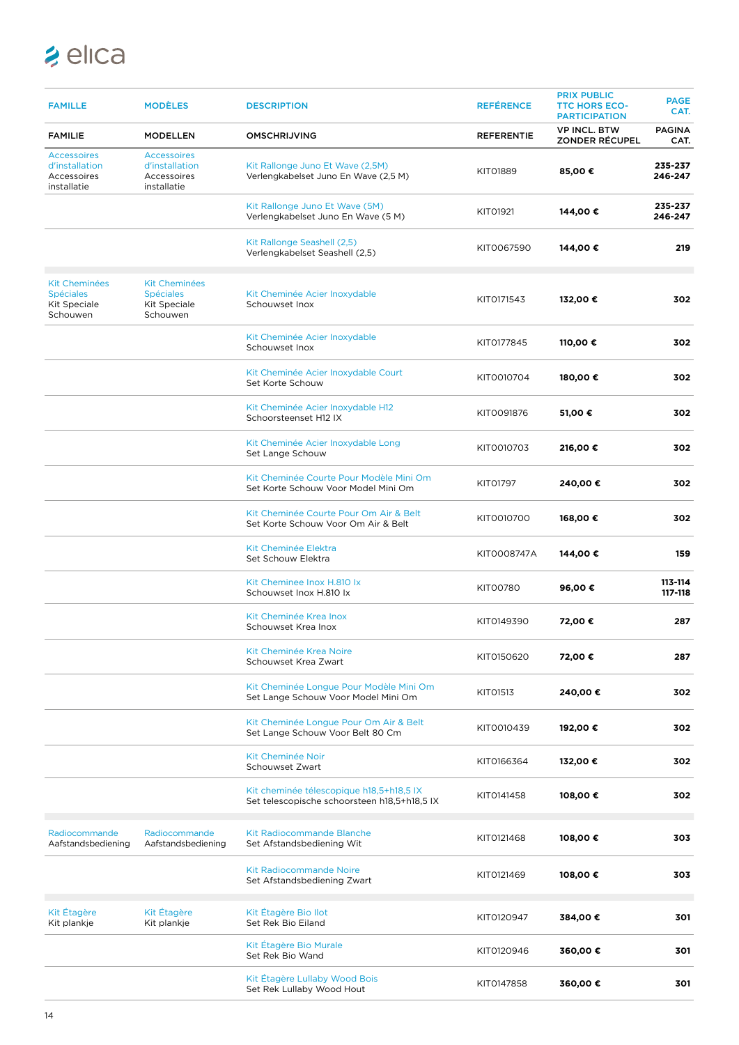| FAMILLE | MODÈLES | DESCRIPTION | REFÉRENCE | PRIX PUBLIC TTC HORS ECO-PARTICIPATION | PAGE CAT. |
|---|---|---|---|---|---|
| FAMILIE | MODELLEN | OMSCHRIJVING | REFERENTIE | VP INCL. BTW ZONDER RÉCUPEL | PAGINA CAT. |
| Accessoires d'installation Accessoires installatie | Accessoires d'installation Accessoires installatie | Kit Rallonge Juno Et Wave (2,5M) Verlengkabelset Juno En Wave (2,5 M) | KIT01889 | **85,00 €** | **235-237 246-247** |
| | | Kit Rallonge Juno Et Wave (5M) Verlengkabelset Juno En Wave (5 M) | KIT01921 | **144,00 €** | **235-237 246-247** |
| | | Kit Rallonge Seashell (2,5) Verlengkabelset Seashell (2,5) | KIT0067590 | **144,00 €** | **219** |
| Kit Cheminées Spéciales Kit Speciale Schouwen | Kit Cheminées Spéciales Kit Speciale Schouwen | Kit Cheminée Acier Inoxydable Schouwset Inox | KIT0171543 | **132,00 €** | **302** |
| | | Kit Cheminée Acier Inoxydable Schouwset Inox | KIT0177845 | **110,00 €** | **302** |
| | | Kit Cheminée Acier Inoxydable Court Set Korte Schouw | KIT0010704 | **180,00 €** | **302** |
| | | Kit Cheminée Acier Inoxydable H12 Schoorsteenset H12 IX | KIT0091876 | **51,00 €** | **302** |
| | | Kit Cheminée Acier Inoxydable Long Set Lange Schouw | KIT0010703 | **216,00 €** | **302** |
| | | Kit Cheminée Courte Pour Modèle Mini Om Set Korte Schouw Voor Model Mini Om | KIT01797 | **240,00 €** | **302** |
| | | Kit Cheminée Courte Pour Om Air & Belt Set Korte Schouw Voor Om Air & Belt | KIT0010700 | **168,00 €** | **302** |
| | | Kit Cheminée Elektra Set Schouw Elektra | KIT0008747A | **144,00 €** | **159** |
| | | Kit Cheminee Inox H.810 Ix Schouwset Inox H.810 Ix | KIT00780 | **96,00 €** | **113-114 117-118** |
| | | Kit Cheminée Krea Inox Schouwset Krea Inox | KIT0149390 | **72,00 €** | **287** |
| | | Kit Cheminée Krea Noire Schouwset Krea Zwart | KIT0150620 | **72,00 €** | **287** |
| | | Kit Cheminée Longue Pour Modèle Mini Om Set Lange Schouw Voor Model Mini Om | KIT01513 | **240,00 €** | **302** |
| | | Kit Cheminée Longue Pour Om Air & Belt Set Lange Schouw Voor Belt 80 Cm | KIT0010439 | **192,00 €** | **302** |
| | | Kit Cheminée Noir Schouwset Zwart | KIT0166364 | **132,00 €** | **302** |
| | | Kit cheminée télescopique h18,5+h18,5 IX Set telescopische schoorsteen h18,5+h18,5 IX | KIT0141458 | **108,00 €** | **302** |
| Radiocommande Aafstandsbediening | Radiocommande Aafstandsbediening | Kit Radiocommande Blanche Set Afstandsbediening Wit | KIT0121468 | **108,00 €** | **303** |
| | | Kit Radiocommande Noire Set Afstandsbediening Zwart | KIT0121469 | **108,00 €** | **303** |
| Kit Étagère Kit plankje | Kit Étagère Kit plankje | Kit Étagère Bio Ilot Set Rek Bio Eiland | KIT0120947 | **384,00 €** | **301** |
| | | Kit Étagère Bio Murale Set Rek Bio Wand | KIT0120946 | **360,00 €** | **301** |
| | | Kit Étagère Lullaby Wood Bois Set Rek Lullaby Wood Hout | KIT0147858 | **360,00 €** | **301** |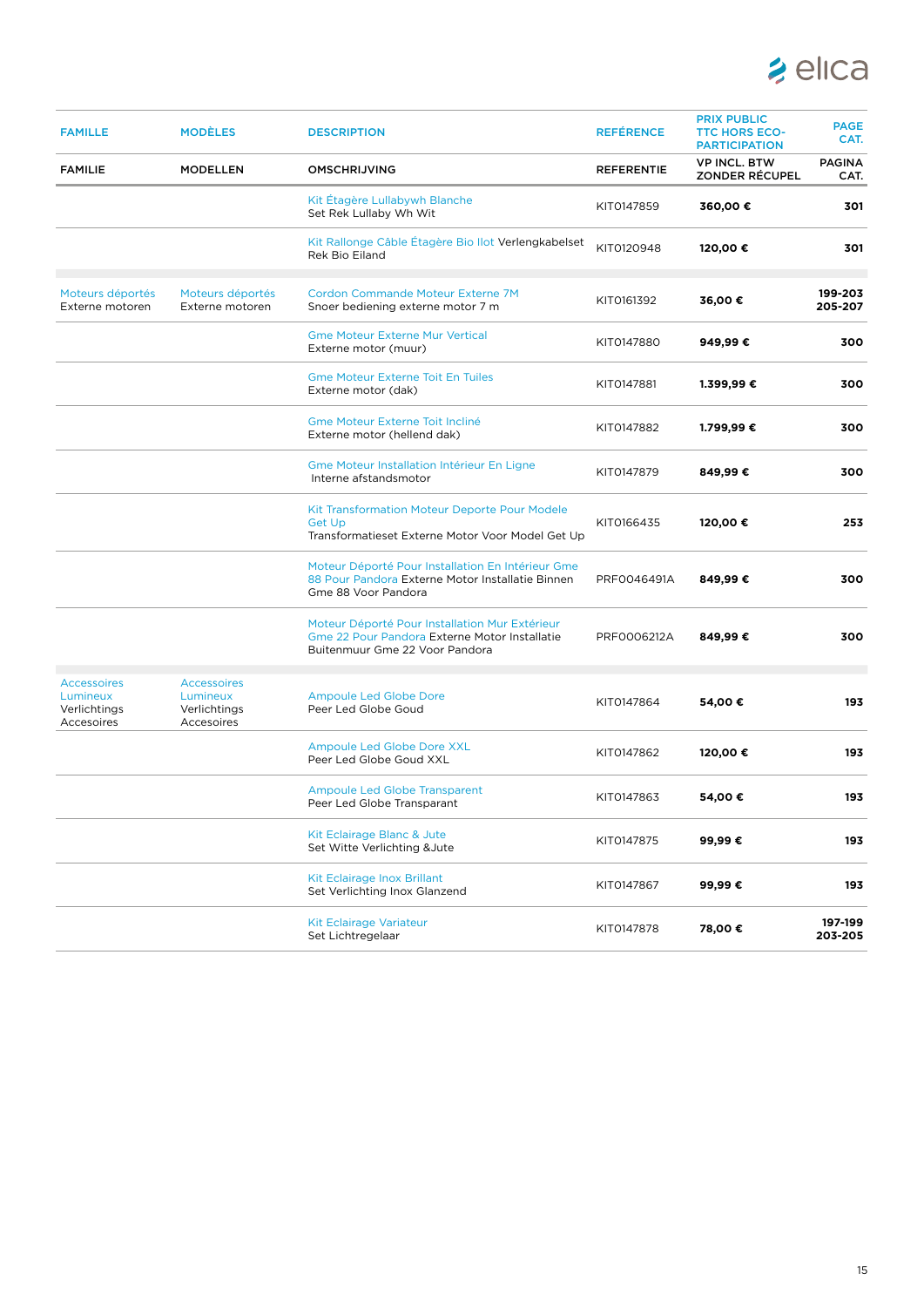| FAMILLE | MODÈLES | DESCRIPTION | REFÉRENCE | PRIX PUBLIC TTC HORS ECO-PARTICIPATION | PAGE CAT. |
|---|---|---|---|---|---|
| FAMILIE | MODELLEN | OMSCHRIJVING | REFERENTIE | VP INCL. BTW ZONDER RÉCUPEL | PAGINA CAT. |
| | | Kit Étagère Lullabywh Blanche<br>Set Rek Lullaby Wh Wit | KIT0147859 | **360,00 €** | **301** |
| | | Kit Rallonge Câble Étagère Bio Ilot Verlengkabelset Rek Bio Eiland | KIT0120948 | **120,00 €** | **301** |
| Moteurs déportés<br>Externe motoren | Moteurs déportés<br>Externe motoren | Cordon Commande Moteur Externe 7M<br>Snoer bediening externe motor 7 m | KIT0161392 | **36,00 €** | **199-203<br>205-207** |
| | | Gme Moteur Externe Mur Vertical<br>Externe motor (muur) | KIT0147880 | **949,99 €** | **300** |
| | | Gme Moteur Externe Toit En Tuiles<br>Externe motor (dak) | KIT0147881 | **1.399,99 €** | **300** |
| | | Gme Moteur Externe Toit Incliné<br>Externe motor (hellend dak) | KIT0147882 | **1.799,99 €** | **300** |
| | | Gme Moteur Installation Intérieur En Ligne<br>Interne afstandsmotor | KIT0147879 | **849,99 €** | **300** |
| | | Kit Transformation Moteur Deporte Pour Modele Get Up<br>Transformatieset Externe Motor Voor Model Get Up | KIT0166435 | **120,00 €** | **253** |
| | | Moteur Déporté Pour Installation En Intérieur Gme 88 Pour Pandora Externe Motor Installatie Binnen Gme 88 Voor Pandora | PRF0046491A | **849,99 €** | **300** |
| | | Moteur Déporté Pour Installation Mur Extérieur Gme 22 Pour Pandora Externe Motor Installatie Buitenmuur Gme 22 Voor Pandora | PRF0006212A | **849,99 €** | **300** |
| Accessoires Lumineux<br>Verlichtings Accesoires | Accessoires Lumineux<br>Verlichtings Accesoires | Ampoule Led Globe Dore<br>Peer Led Globe Goud | KIT0147864 | **54,00 €** | **193** |
| | | Ampoule Led Globe Dore XXL<br>Peer Led Globe Goud XXL | KIT0147862 | **120,00 €** | **193** |
| | | Ampoule Led Globe Transparent<br>Peer Led Globe Transparant | KIT0147863 | **54,00 €** | **193** |
| | | Kit Eclairage Blanc & Jute<br>Set Witte Verlichting &Jute | KIT0147875 | **99,99 €** | **193** |
| | | Kit Eclairage Inox Brillant<br>Set Verlichting Inox Glanzend | KIT0147867 | **99,99 €** | **193** |
| | | Kit Eclairage Variateur<br>Set Lichtregelaar | KIT0147878 | **78,00 €** | **197-199<br>203-205** |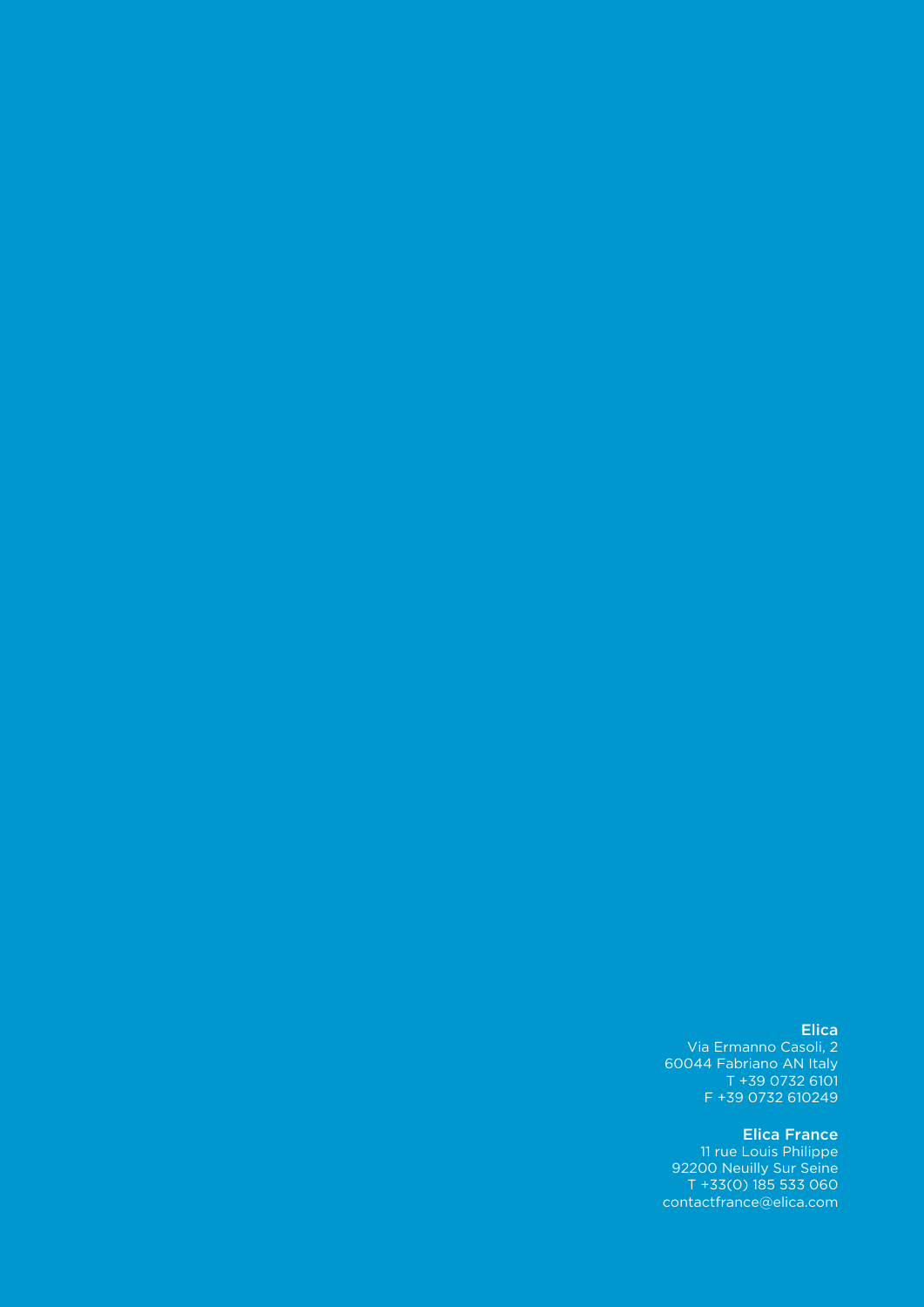**Elica**
Via Ermanno Casoli, 2
60044 Fabriano AN Italy
T +39 0732 6101
F +39 0732 610249

**Elica France**
11 rue Louis Philippe
92200 Neuilly Sur Seine
T +33(0) 185 533 060
contactfrance@elica.com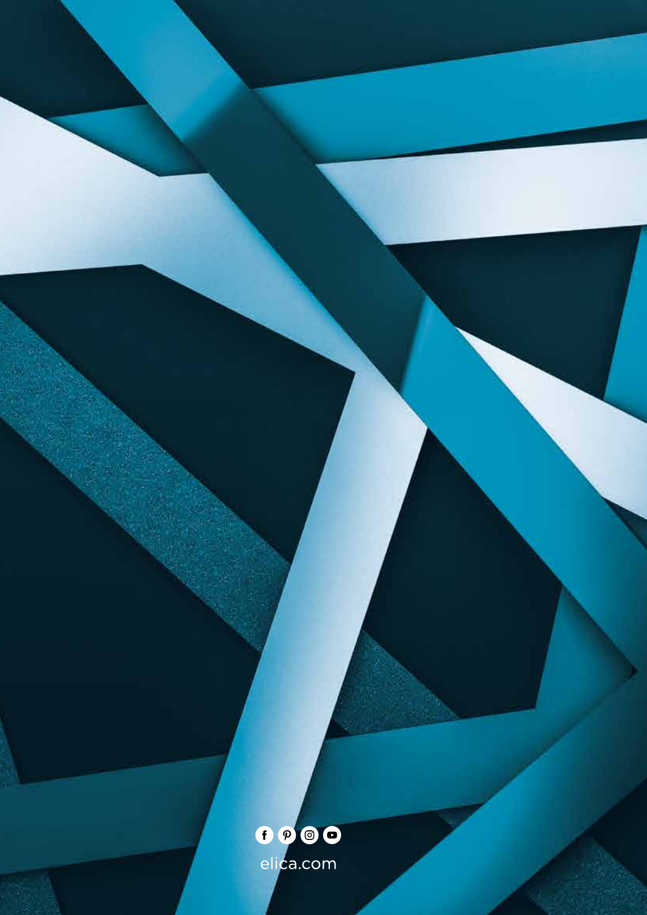elica.com